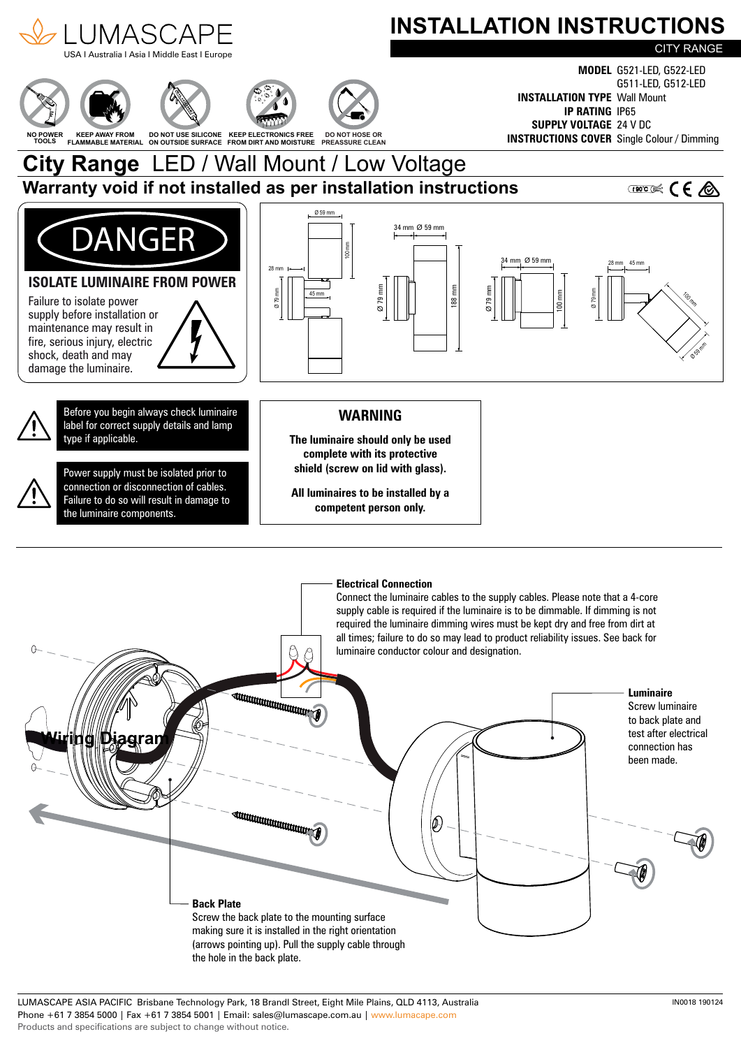LUMASCAPE
USA I Australia I Asia I Middle East I Europe

# INSTALLATION INSTRUCTIONS

CITY RANGE

NO POWER TOOLS | KEEP AWAY FROM FLAMMABLE MATERIAL | DO NOT USE SILICONE ON OUTSIDE SURFACE | KEEP ELECTRONICS FREE FROM DIRT AND MOISTURE | DO NOT HOSE OR PREASSURE CLEAN

**MODEL** G521-LED, G522-LED
G511-LED, G512-LED
**INSTALLATION TYPE** Wall Mount
**IP RATING** IP65
**SUPPLY VOLTAGE** 24 V DC
**INSTRUCTIONS COVER** Single Colour / Dimming

# City Range LED / Wall Mount / Low Voltage

## Warranty void if not installed as per installation instructions

## DANGER

### ISOLATE LUMINAIRE FROM POWER

Failure to isolate power supply before installation or maintenance may result in fire, serious injury, electric shock, death and may damage the luminaire.

Ø 59 mm, 100 mm, 28 mm, 45 mm, Ø 79 mm, 34 mm, 188 mm

Before you begin always check luminaire label for correct supply details and lamp type if applicable.

Power supply must be isolated prior to connection or disconnection of cables. Failure to do so will result in damage to the luminaire components.

### WARNING

**The luminaire should only be used complete with its protective shield (screw on lid with glass).**

**All luminaires to be installed by a competent person only.**

## Wiring Diagram

**Electrical Connection**
Connect the luminaire cables to the supply cables. Please note that a 4-core supply cable is required if the luminaire is to be dimmable. If dimming is not required the luminaire dimming wires must be kept dry and free from dirt at all times; failure to do so may lead to product reliability issues. See back for luminaire conductor colour and designation.

**Luminaire**
Screw luminaire to back plate and test after electrical connection has been made.

**Back Plate**
Screw the back plate to the mounting surface making sure it is installed in the right orientation (arrows pointing up). Pull the supply cable through the hole in the back plate.

LUMASCAPE ASIA PACIFIC Brisbane Technology Park, 18 Brandl Street, Eight Mile Plains, QLD 4113, Australia
Phone +61 7 3854 5000 | Fax +61 7 3854 5001 | Email: sales@lumascape.com.au | www.lumacape.com
Products and specifications are subject to change without notice.

IN0018 190124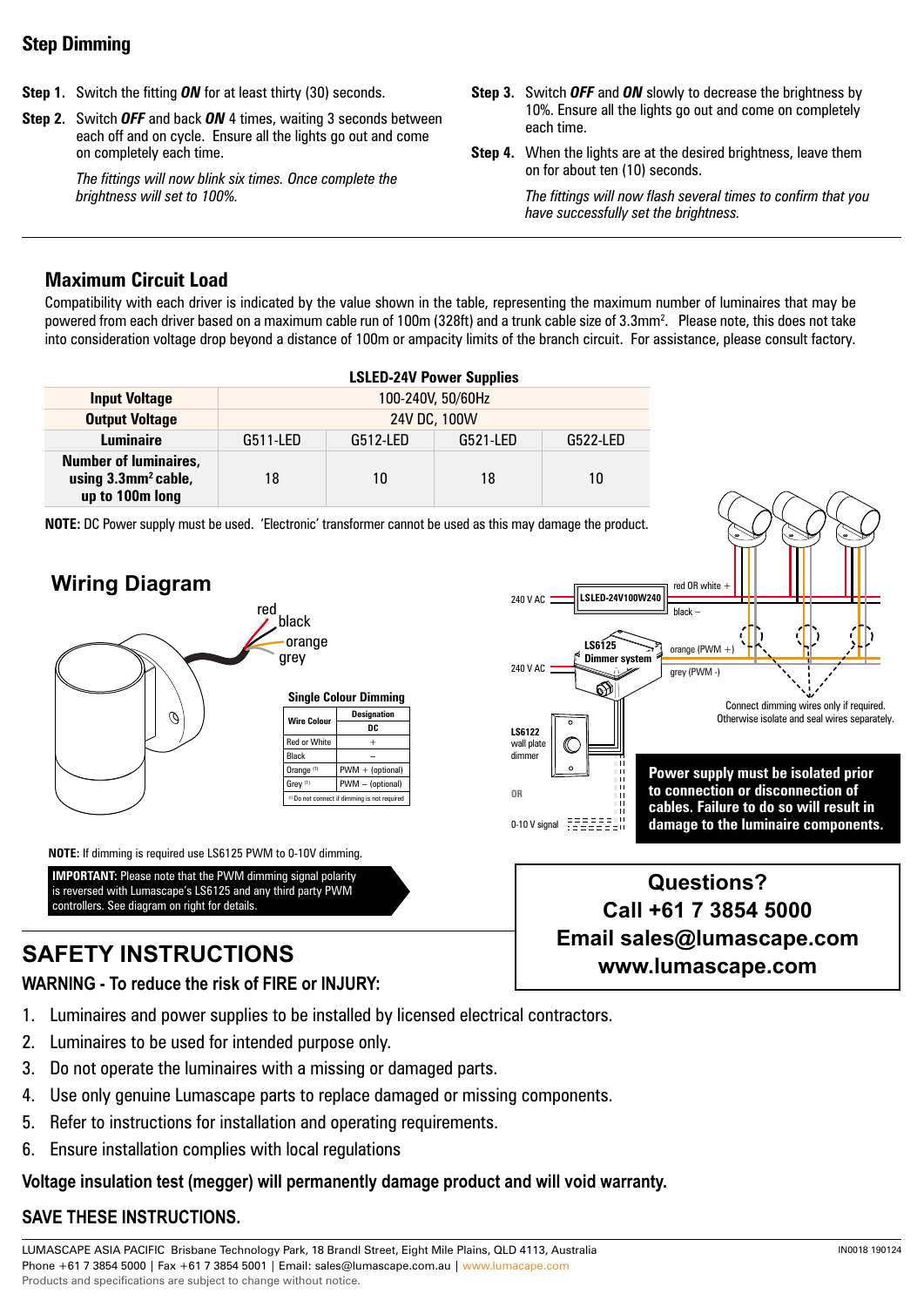## Step Dimming

**Step 1.** Switch the fitting ***ON*** for at least thirty (30) seconds.

**Step 2.** Switch ***OFF*** and back ***ON*** 4 times, waiting 3 seconds between each off and on cycle. Ensure all the lights go out and come on completely each time.

*The fittings will now blink six times. Once complete the brightness will set to 100%.*

**Step 3.** Switch ***OFF*** and ***ON*** slowly to decrease the brightness by 10%. Ensure all the lights go out and come on completely each time.

**Step 4.** When the lights are at the desired brightness, leave them on for about ten (10) seconds.

*The fittings will now flash several times to confirm that you have successfully set the brightness.*

## Maximum Circuit Load

Compatibility with each driver is indicated by the value shown in the table, representing the maximum number of luminaires that may be powered from each driver based on a maximum cable run of 100m (328ft) and a trunk cable size of 3.3mm². Please note, this does not take into consideration voltage drop beyond a distance of 100m or ampacity limits of the branch circuit. For assistance, please consult factory.

**LSLED-24V Power Supplies**

| | | | | |
|---|---|---|---|---|
| **Input Voltage** | 100-240V, 50/60Hz | | | |
| **Output Voltage** | 24V DC, 100W | | | |
| **Luminaire** | G511-LED | G512-LED | G521-LED | G522-LED |
| **Number of luminaires, using 3.3mm² cable, up to 100m long** | 18 | 10 | 18 | 10 |

**NOTE:** DC Power supply must be used. 'Electronic' transformer cannot be used as this may damage the product.

## Wiring Diagram

red, black, orange, grey

**Single Colour Dimming**

| Wire Colour | Designation DC |
|---|---|
| Red or White | + |
| Black | – |
| Orange (1) | PWM + (optional) |
| Grey (1) | PWM – (optional) |

(1) Do not connect if dimming is not required

240 V AC — LSLED-24V100W240 — red OR white + / black –

240 V AC — LS6125 Dimmer system — orange (PWM +) / grey (PWM -)

LS6122 wall plate dimmer

OR

0-10 V signal

Connect dimming wires only if required. Otherwise isolate and seal wires separately.

**Power supply must be isolated prior to connection or disconnection of cables. Failure to do so will result in damage to the luminaire components.**

**NOTE:** If dimming is required use LS6125 PWM to 0-10V dimming.

**IMPORTANT:** Please note that the PWM dimming signal polarity is reversed with Lumascape's LS6125 and any third party PWM controllers. See diagram on right for details.

**Questions?**
**Call +61 7 3854 5000**
**Email sales@lumascape.com**
**www.lumascape.com**

## SAFETY INSTRUCTIONS

**WARNING - To reduce the risk of FIRE or INJURY:**

1. Luminaires and power supplies to be installed by licensed electrical contractors.
2. Luminaires to be used for intended purpose only.
3. Do not operate the luminaires with a missing or damaged parts.
4. Use only genuine Lumascape parts to replace damaged or missing components.
5. Refer to instructions for installation and operating requirements.
6. Ensure installation complies with local regulations

**Voltage insulation test (megger) will permanently damage product and will void warranty.**

**SAVE THESE INSTRUCTIONS.**

LUMASCAPE ASIA PACIFIC Brisbane Technology Park, 18 Brandl Street, Eight Mile Plains, QLD 4113, Australia
Phone +61 7 3854 5000 | Fax +61 7 3854 5001 | Email: sales@lumascape.com.au | www.lumacape.com
Products and specifications are subject to change without notice.

IN0018 190124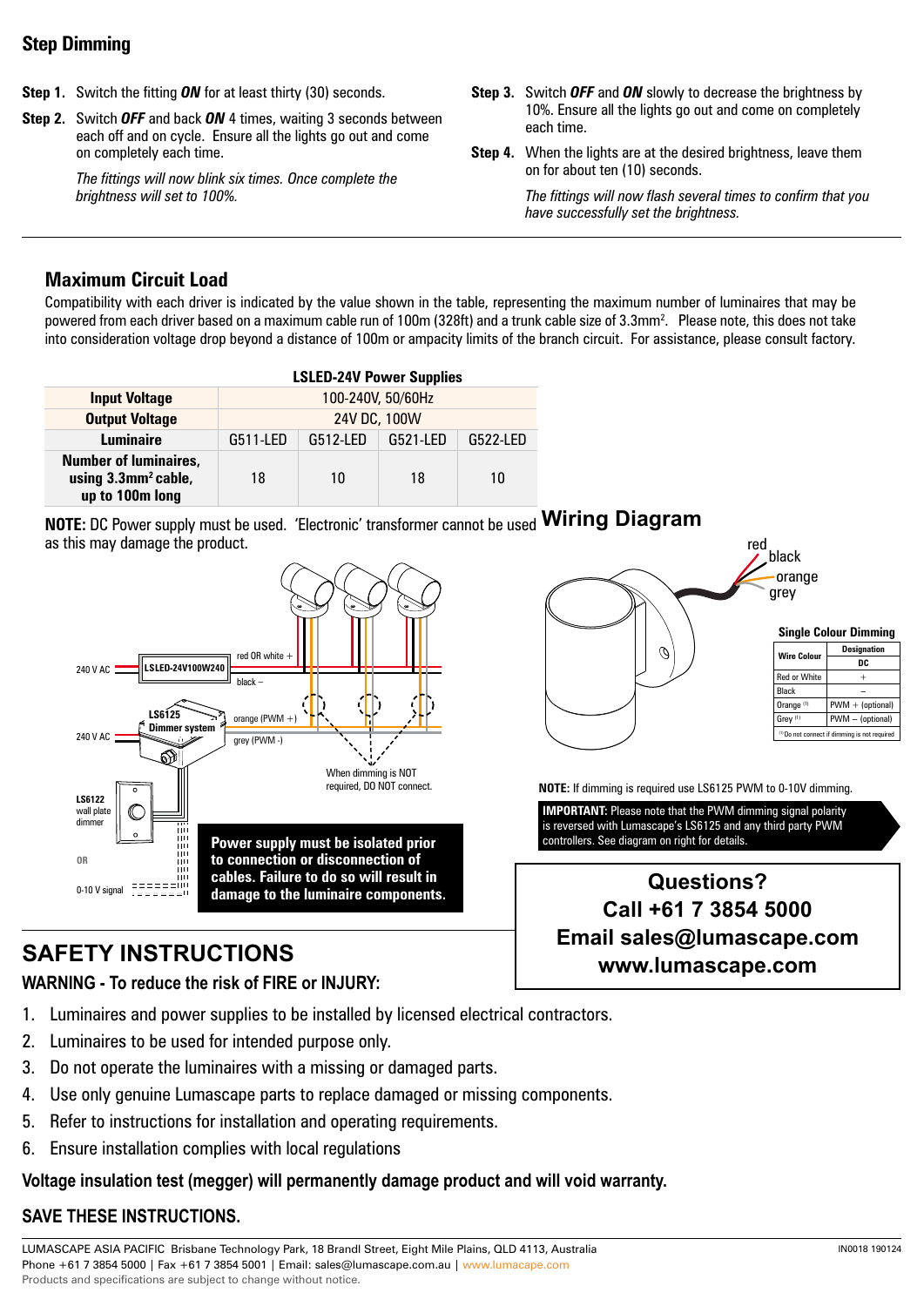## Step Dimming

**Step 1.** Switch the fitting ***ON*** for at least thirty (30) seconds.

**Step 2.** Switch ***OFF*** and back ***ON*** 4 times, waiting 3 seconds between each off and on cycle. Ensure all the lights go out and come on completely each time.

*The fittings will now blink six times. Once complete the brightness will set to 100%.*

**Step 3.** Switch ***OFF*** and ***ON*** slowly to decrease the brightness by 10%. Ensure all the lights go out and come on completely each time.

**Step 4.** When the lights are at the desired brightness, leave them on for about ten (10) seconds.

*The fittings will now flash several times to confirm that you have successfully set the brightness.*

## Maximum Circuit Load

Compatibility with each driver is indicated by the value shown in the table, representing the maximum number of luminaires that may be powered from each driver based on a maximum cable run of 100m (328ft) and a trunk cable size of 3.3mm². Please note, this does not take into consideration voltage drop beyond a distance of 100m or ampacity limits of the branch circuit. For assistance, please consult factory.

**LSLED-24V Power Supplies**

| | | | | |
|---|---|---|---|---|
| **Input Voltage** | 100-240V, 50/60Hz | | | |
| **Output Voltage** | 24V DC, 100W | | | |
| **Luminaire** | G511-LED | G512-LED | G521-LED | G522-LED |
| **Number of luminaires, using 3.3mm² cable, up to 100m long** | 18 | 10 | 18 | 10 |

**NOTE:** DC Power supply must be used. 'Electronic' transformer cannot be used as this may damage the product.

240 V AC
LSLED-24V100W240
red OR white +
black –
240 V AC
LS6125 Dimmer system
orange (PWM +)
grey (PWM -)
When dimming is NOT required, DO NOT connect.
LS6122 wall plate dimmer
OR
0-10 V signal

**Power supply must be isolated prior to connection or disconnection of cables. Failure to do so will result in damage to the luminaire components.**

## Wiring Diagram

red
black
orange
grey

**Single Colour Dimming**

| Wire Colour | Designation |
|---|---|
| | DC |
| Red or White | + |
| Black | – |
| Orange [1] | PWM + (optional) |
| Grey [1] | PWM – (optional) |

[1] Do not connect if dimming is not required

**NOTE:** If dimming is required use LS6125 PWM to 0-10V dimming.

**IMPORTANT:** Please note that the PWM dimming signal polarity is reversed with Lumascape's LS6125 and any third party PWM controllers. See diagram on right for details.

**Questions?**
**Call +61 7 3854 5000**
**Email sales@lumascape.com**
**www.lumascape.com**

## SAFETY INSTRUCTIONS

**WARNING - To reduce the risk of FIRE or INJURY:**

1. Luminaires and power supplies to be installed by licensed electrical contractors.
2. Luminaires to be used for intended purpose only.
3. Do not operate the luminaires with a missing or damaged parts.
4. Use only genuine Lumascape parts to replace damaged or missing components.
5. Refer to instructions for installation and operating requirements.
6. Ensure installation complies with local regulations

**Voltage insulation test (megger) will permanently damage product and will void warranty.**

**SAVE THESE INSTRUCTIONS.**

LUMASCAPE ASIA PACIFIC Brisbane Technology Park, 18 Brandl Street, Eight Mile Plains, QLD 4113, Australia
Phone +61 7 3854 5000 | Fax +61 7 3854 5001 | Email: sales@lumascape.com.au | www.lumacape.com
Products and specifications are subject to change without notice.

IN0018 190124